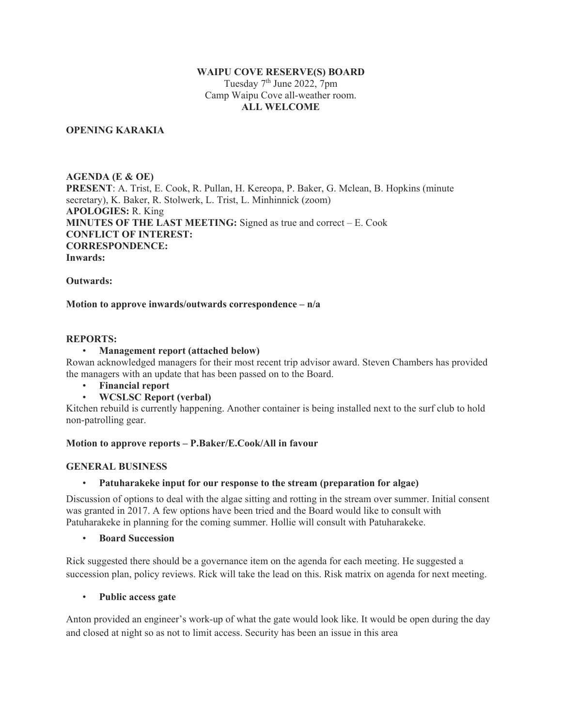**WAIPU COVE RESERVE(S) BOARD**
Tuesday 7th June 2022, 7pm
Camp Waipu Cove all-weather room.
**ALL WELCOME**

**OPENING KARAKIA**

**AGENDA (E & OE)**
**PRESENT**: A. Trist, E. Cook, R. Pullan, H. Kereopa, P. Baker, G. Mclean, B. Hopkins (minute secretary), K. Baker, R. Stolwerk, L. Trist, L. Minhinnick (zoom)
**APOLOGIES:** R. King
**MINUTES OF THE LAST MEETING:** Signed as true and correct – E. Cook
**CONFLICT OF INTEREST:**
**CORRESPONDENCE:**
**Inwards:**

**Outwards:**

**Motion to approve inwards/outwards correspondence – n/a**

**REPORTS:**

- **Management report (attached below)**

Rowan acknowledged managers for their most recent trip advisor award. Steven Chambers has provided the managers with an update that has been passed on to the Board.

- **Financial report**
- **WCSLSC Report (verbal)**

Kitchen rebuild is currently happening. Another container is being installed next to the surf club to hold non-patrolling gear.

**Motion to approve reports – P.Baker/E.Cook/All in favour**

**GENERAL BUSINESS**

- **Patuharakeke input for our response to the stream (preparation for algae)**

Discussion of options to deal with the algae sitting and rotting in the stream over summer. Initial consent was granted in 2017. A few options have been tried and the Board would like to consult with Patuharakeke in planning for the coming summer. Hollie will consult with Patuharakeke.

- **Board Succession**

Rick suggested there should be a governance item on the agenda for each meeting. He suggested a succession plan, policy reviews. Rick will take the lead on this. Risk matrix on agenda for next meeting.

- **Public access gate**

Anton provided an engineer's work-up of what the gate would look like. It would be open during the day and closed at night so as not to limit access. Security has been an issue in this area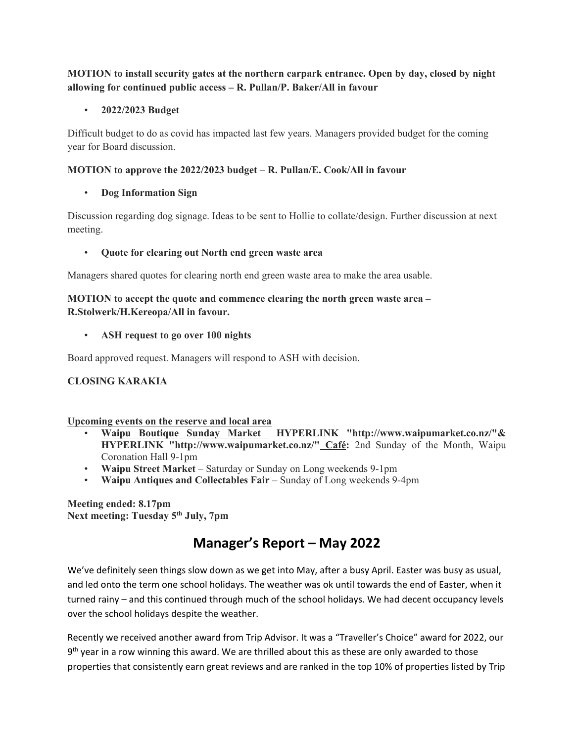**MOTION to install security gates at the northern carpark entrance. Open by day, closed by night allowing for continued public access – R. Pullan/P. Baker/All in favour**

- **2022/2023 Budget**

Difficult budget to do as covid has impacted last few years. Managers provided budget for the coming year for Board discussion.

**MOTION to approve the 2022/2023 budget – R. Pullan/E. Cook/All in favour**

- **Dog Information Sign**

Discussion regarding dog signage. Ideas to be sent to Hollie to collate/design. Further discussion at next meeting.

- **Quote for clearing out North end green waste area**

Managers shared quotes for clearing north end green waste area to make the area usable.

**MOTION to accept the quote and commence clearing the north green waste area – R.Stolwerk/H.Kereopa/All in favour.**

- **ASH request to go over 100 nights**

Board approved request. Managers will respond to ASH with decision.

**CLOSING KARAKIA**

**Upcoming events on the reserve and local area**

- **Waipu Boutique Sunday Market HYPERLINK "http://www.waipumarket.co.nz/"& HYPERLINK "http://www.waipumarket.co.nz/" Café:** 2nd Sunday of the Month, Waipu Coronation Hall 9-1pm
- **Waipu Street Market** – Saturday or Sunday on Long weekends 9-1pm
- **Waipu Antiques and Collectables Fair** – Sunday of Long weekends 9-4pm

**Meeting ended: 8.17pm**
**Next meeting: Tuesday 5th July, 7pm**

# Manager's Report – May 2022

We've definitely seen things slow down as we get into May, after a busy April. Easter was busy as usual, and led onto the term one school holidays. The weather was ok until towards the end of Easter, when it turned rainy – and this continued through much of the school holidays. We had decent occupancy levels over the school holidays despite the weather.

Recently we received another award from Trip Advisor. It was a "Traveller's Choice" award for 2022, our 9th year in a row winning this award. We are thrilled about this as these are only awarded to those properties that consistently earn great reviews and are ranked in the top 10% of properties listed by Trip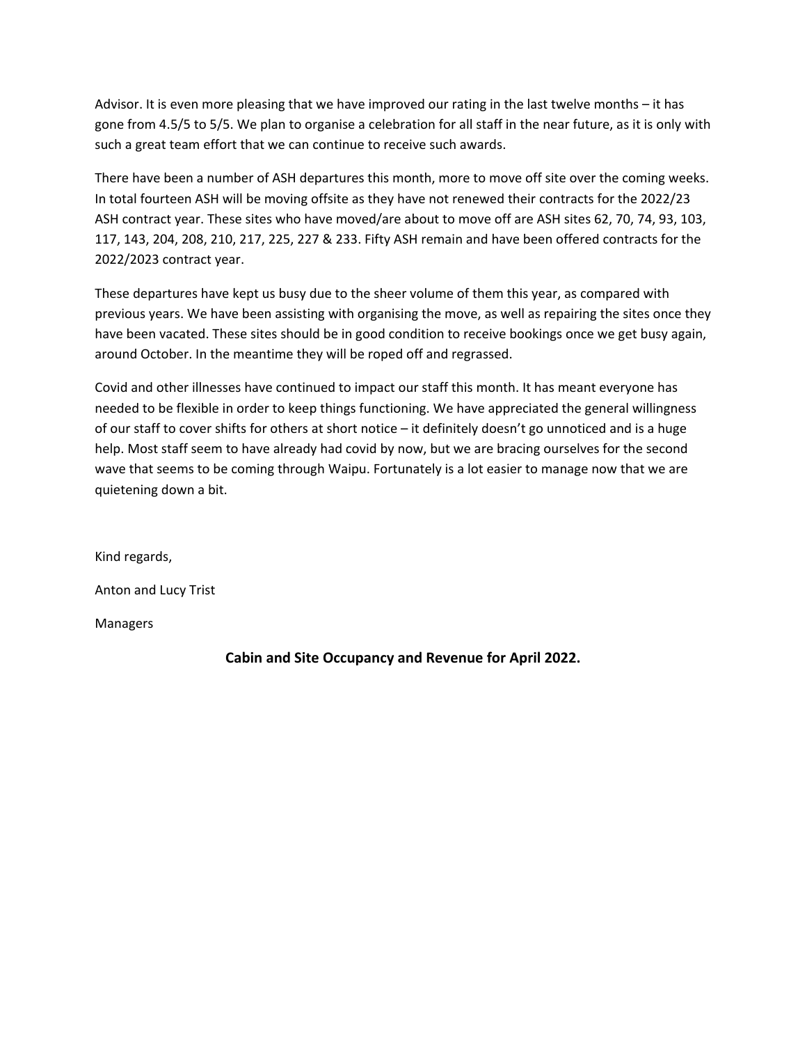Advisor. It is even more pleasing that we have improved our rating in the last twelve months – it has gone from 4.5/5 to 5/5. We plan to organise a celebration for all staff in the near future, as it is only with such a great team effort that we can continue to receive such awards.

There have been a number of ASH departures this month, more to move off site over the coming weeks. In total fourteen ASH will be moving offsite as they have not renewed their contracts for the 2022/23 ASH contract year. These sites who have moved/are about to move off are ASH sites 62, 70, 74, 93, 103, 117, 143, 204, 208, 210, 217, 225, 227 & 233. Fifty ASH remain and have been offered contracts for the 2022/2023 contract year.

These departures have kept us busy due to the sheer volume of them this year, as compared with previous years. We have been assisting with organising the move, as well as repairing the sites once they have been vacated. These sites should be in good condition to receive bookings once we get busy again, around October. In the meantime they will be roped off and regrassed.

Covid and other illnesses have continued to impact our staff this month. It has meant everyone has needed to be flexible in order to keep things functioning. We have appreciated the general willingness of our staff to cover shifts for others at short notice – it definitely doesn't go unnoticed and is a huge help. Most staff seem to have already had covid by now, but we are bracing ourselves for the second wave that seems to be coming through Waipu. Fortunately is a lot easier to manage now that we are quietening down a bit.

Kind regards,

Anton and Lucy Trist

Managers

**Cabin and Site Occupancy and Revenue for April 2022.**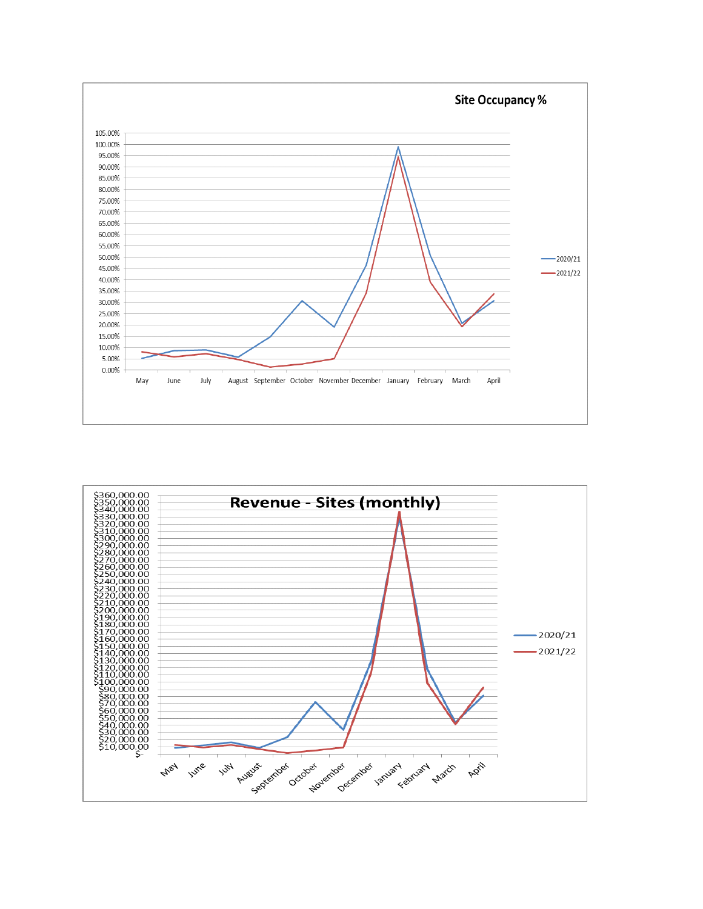**Site Occupancy %**

Legend: 2020/21, 2021/22

Y-axis: 0.00% to 105.00%

X-axis: May, June, July, August, September, October, November, December, January, February, March, April

**Revenue - Sites (monthly)**

Legend: 2020/21, 2021/22

Y-axis: $ - to $360,000.00

X-axis: May, June, July, August, September, October, November, December, January, February, March, April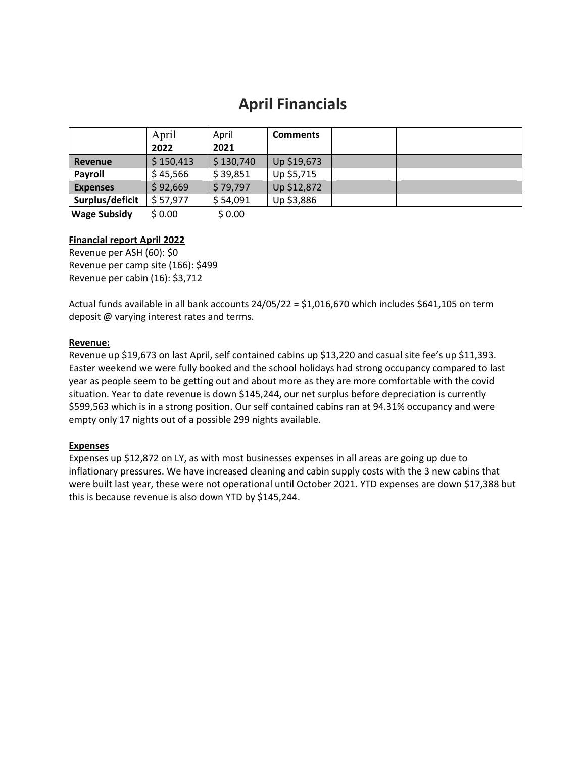# April Financials

| | April 2022 | April 2021 | Comments | | |
|---|---|---|---|---|---|
| **Revenue** | $ 150,413 | $ 130,740 | Up $19,673 | | |
| **Payroll** | $ 45,566 | $ 39,851 | Up $5,715 | | |
| **Expenses** | $ 92,669 | $ 79,797 | Up $12,872 | | |
| **Surplus/deficit** | $ 57,977 | $ 54,091 | Up $3,886 | | |
| **Wage Subsidy** | $ 0.00 | $ 0.00 | | | |

**Financial report April 2022**

Revenue per ASH (60): $0
Revenue per camp site (166): $499
Revenue per cabin (16): $3,712

Actual funds available in all bank accounts 24/05/22 = $1,016,670 which includes $641,105 on term deposit @ varying interest rates and terms.

**Revenue:**

Revenue up $19,673 on last April, self contained cabins up $13,220 and casual site fee's up $11,393. Easter weekend we were fully booked and the school holidays had strong occupancy compared to last year as people seem to be getting out and about more as they are more comfortable with the covid situation. Year to date revenue is down $145,244, our net surplus before depreciation is currently $599,563 which is in a strong position. Our self contained cabins ran at 94.31% occupancy and were empty only 17 nights out of a possible 299 nights available.

**Expenses**

Expenses up $12,872 on LY, as with most businesses expenses in all areas are going up due to inflationary pressures. We have increased cleaning and cabin supply costs with the 3 new cabins that were built last year, these were not operational until October 2021. YTD expenses are down $17,388 but this is because revenue is also down YTD by $145,244.